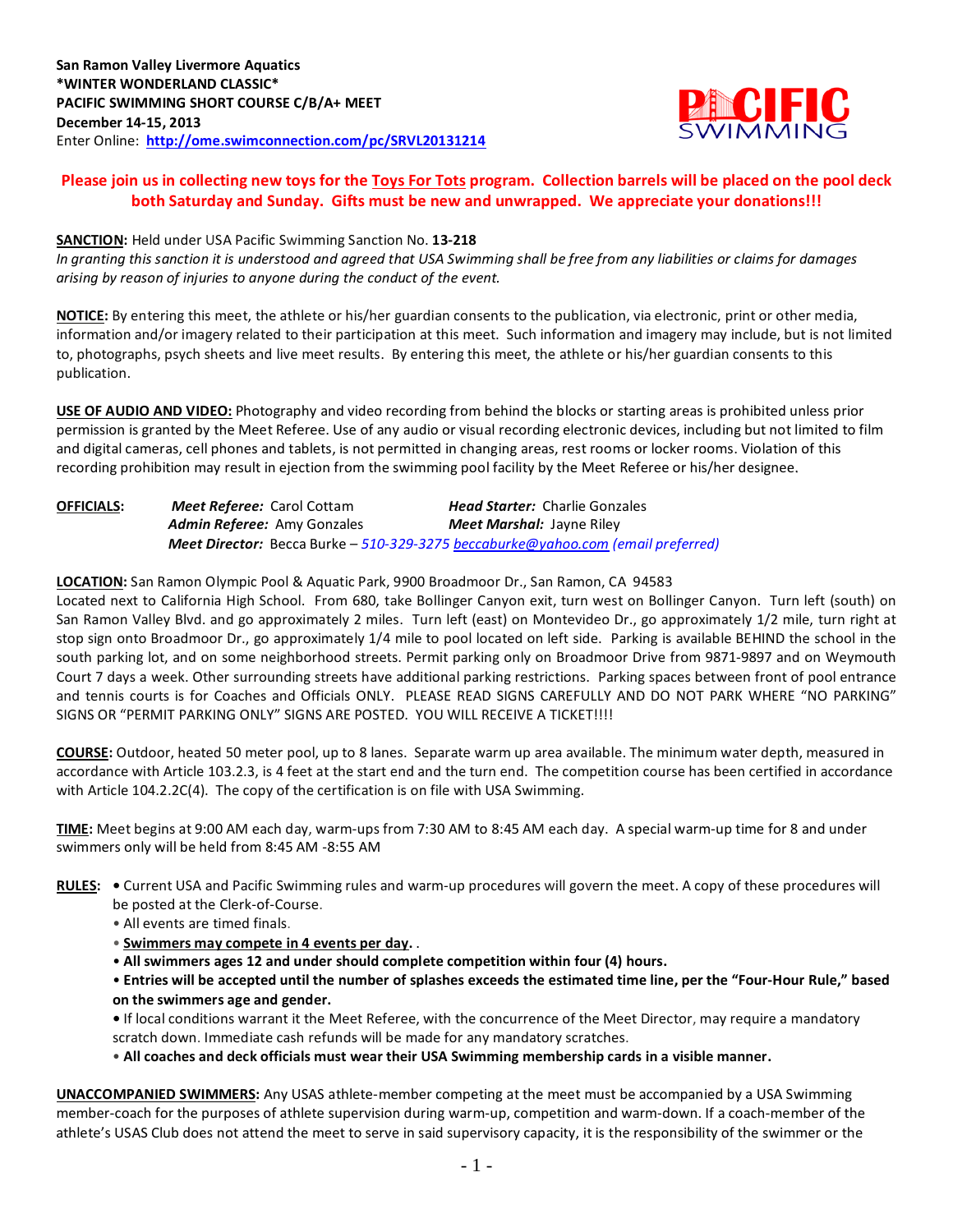**San Ramon Valley Livermore Aquatics**
**\*WINTER WONDERLAND CLASSIC\***
**PACIFIC SWIMMING SHORT COURSE C/B/A+ MEET**
**December 14-15, 2013**
Enter Online: **http://ome.swimconnection.com/pc/SRVL20131214**

**Please join us in collecting new toys for the Toys For Tots program. Collection barrels will be placed on the pool deck both Saturday and Sunday. Gifts must be new and unwrapped. We appreciate your donations!!!**

**SANCTION:** Held under USA Pacific Swimming Sanction No. **13-218**
*In granting this sanction it is understood and agreed that USA Swimming shall be free from any liabilities or claims for damages arising by reason of injuries to anyone during the conduct of the event.*

**NOTICE:** By entering this meet, the athlete or his/her guardian consents to the publication, via electronic, print or other media, information and/or imagery related to their participation at this meet. Such information and imagery may include, but is not limited to, photographs, psych sheets and live meet results. By entering this meet, the athlete or his/her guardian consents to this publication.

**USE OF AUDIO AND VIDEO:** Photography and video recording from behind the blocks or starting areas is prohibited unless prior permission is granted by the Meet Referee. Use of any audio or visual recording electronic devices, including but not limited to film and digital cameras, cell phones and tablets, is not permitted in changing areas, rest rooms or locker rooms. Violation of this recording prohibition may result in ejection from the swimming pool facility by the Meet Referee or his/her designee.

**OFFICIALS:**
***Meet Referee:*** Carol Cottam
***Head Starter:*** Charlie Gonzales
***Admin Referee:*** Amy Gonzales
***Meet Marshal:*** Jayne Riley
***Meet Director:*** Becca Burke – *510-329-3275* beccaburke@yahoo.com *(email preferred)*

**LOCATION:** San Ramon Olympic Pool & Aquatic Park, 9900 Broadmoor Dr., San Ramon, CA 94583
Located next to California High School. From 680, take Bollinger Canyon exit, turn west on Bollinger Canyon. Turn left (south) on San Ramon Valley Blvd. and go approximately 2 miles. Turn left (east) on Montevideo Dr., go approximately 1/2 mile, turn right at stop sign onto Broadmoor Dr., go approximately 1/4 mile to pool located on left side. Parking is available BEHIND the school in the south parking lot, and on some neighborhood streets. Permit parking only on Broadmoor Drive from 9871-9897 and on Weymouth Court 7 days a week. Other surrounding streets have additional parking restrictions. Parking spaces between front of pool entrance and tennis courts is for Coaches and Officials ONLY. PLEASE READ SIGNS CAREFULLY AND DO NOT PARK WHERE "NO PARKING" SIGNS OR "PERMIT PARKING ONLY" SIGNS ARE POSTED. YOU WILL RECEIVE A TICKET!!!!

**COURSE:** Outdoor, heated 50 meter pool, up to 8 lanes. Separate warm up area available. The minimum water depth, measured in accordance with Article 103.2.3, is 4 feet at the start end and the turn end. The competition course has been certified in accordance with Article 104.2.2C(4). The copy of the certification is on file with USA Swimming.

**TIME:** Meet begins at 9:00 AM each day, warm-ups from 7:30 AM to 8:45 AM each day. A special warm-up time for 8 and under swimmers only will be held from 8:45 AM -8:55 AM

**RULES:**
- Current USA and Pacific Swimming rules and warm-up procedures will govern the meet. A copy of these procedures will be posted at the Clerk-of-Course.
- All events are timed finals.
- **Swimmers may compete in 4 events per day.** .
- **All swimmers ages 12 and under should complete competition within four (4) hours.**
- **Entries will be accepted until the number of splashes exceeds the estimated time line, per the "Four-Hour Rule," based on the swimmers age and gender.**
- If local conditions warrant it the Meet Referee, with the concurrence of the Meet Director, may require a mandatory scratch down. Immediate cash refunds will be made for any mandatory scratches.
- **All coaches and deck officials must wear their USA Swimming membership cards in a visible manner.**

**UNACCOMPANIED SWIMMERS:** Any USAS athlete-member competing at the meet must be accompanied by a USA Swimming member-coach for the purposes of athlete supervision during warm-up, competition and warm-down. If a coach-member of the athlete's USAS Club does not attend the meet to serve in said supervisory capacity, it is the responsibility of the swimmer or the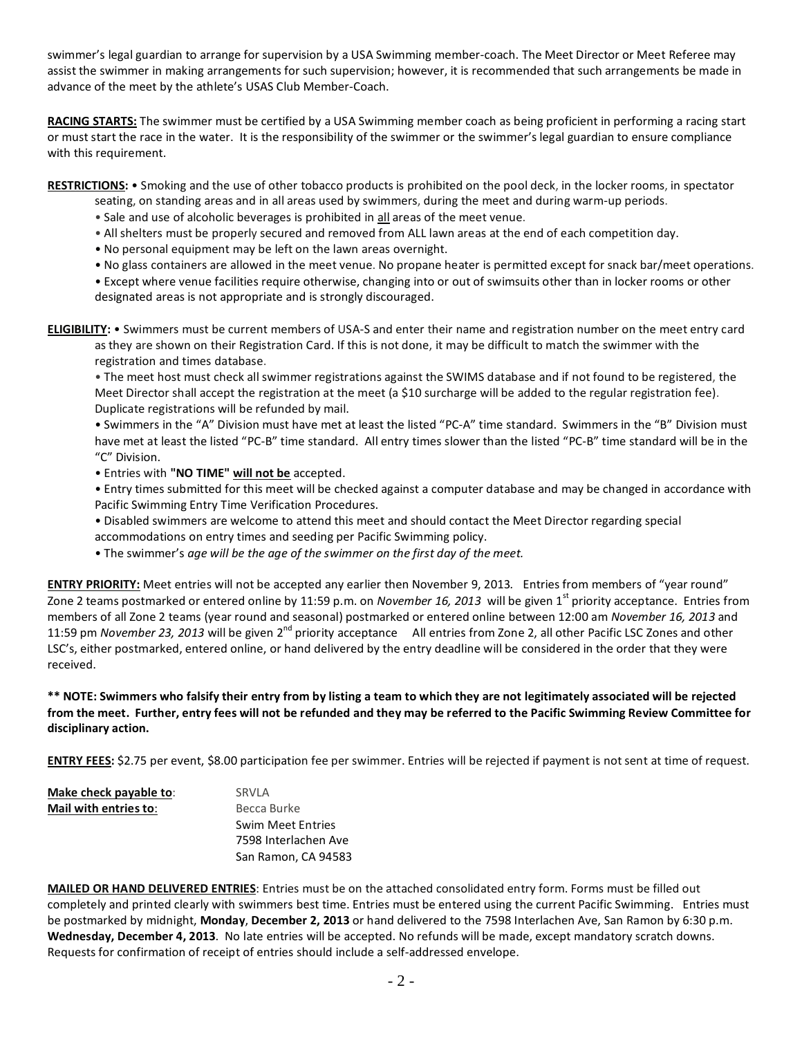swimmer's legal guardian to arrange for supervision by a USA Swimming member-coach. The Meet Director or Meet Referee may assist the swimmer in making arrangements for such supervision; however, it is recommended that such arrangements be made in advance of the meet by the athlete's USAS Club Member-Coach.

**RACING STARTS:** The swimmer must be certified by a USA Swimming member coach as being proficient in performing a racing start or must start the race in the water. It is the responsibility of the swimmer or the swimmer's legal guardian to ensure compliance with this requirement.

**RESTRICTIONS:** • Smoking and the use of other tobacco products is prohibited on the pool deck, in the locker rooms, in spectator seating, on standing areas and in all areas used by swimmers, during the meet and during warm-up periods.

- Sale and use of alcoholic beverages is prohibited in all areas of the meet venue.
- All shelters must be properly secured and removed from ALL lawn areas at the end of each competition day.
- No personal equipment may be left on the lawn areas overnight.
- No glass containers are allowed in the meet venue. No propane heater is permitted except for snack bar/meet operations.
- Except where venue facilities require otherwise, changing into or out of swimsuits other than in locker rooms or other designated areas is not appropriate and is strongly discouraged.

**ELIGIBILITY:** • Swimmers must be current members of USA-S and enter their name and registration number on the meet entry card as they are shown on their Registration Card. If this is not done, it may be difficult to match the swimmer with the registration and times database.

- The meet host must check all swimmer registrations against the SWIMS database and if not found to be registered, the Meet Director shall accept the registration at the meet (a $10 surcharge will be added to the regular registration fee). Duplicate registrations will be refunded by mail.
- Swimmers in the "A" Division must have met at least the listed "PC-A" time standard. Swimmers in the "B" Division must have met at least the listed "PC-B" time standard. All entry times slower than the listed "PC-B" time standard will be in the "C" Division.
- Entries with **"NO TIME" will not be** accepted.
- Entry times submitted for this meet will be checked against a computer database and may be changed in accordance with Pacific Swimming Entry Time Verification Procedures.
- Disabled swimmers are welcome to attend this meet and should contact the Meet Director regarding special accommodations on entry times and seeding per Pacific Swimming policy.
- The swimmer's *age will be the age of the swimmer on the first day of the meet.*

**ENTRY PRIORITY:** Meet entries will not be accepted any earlier then November 9, 2013. Entries from members of "year round" Zone 2 teams postmarked or entered online by 11:59 p.m. on *November 16, 2013* will be given 1st priority acceptance. Entries from members of all Zone 2 teams (year round and seasonal) postmarked or entered online between 12:00 am *November 16, 2013* and 11:59 pm *November 23, 2013* will be given 2nd priority acceptance All entries from Zone 2, all other Pacific LSC Zones and other LSC's, either postmarked, entered online, or hand delivered by the entry deadline will be considered in the order that they were received.

**\*\* NOTE: Swimmers who falsify their entry from by listing a team to which they are not legitimately associated will be rejected from the meet. Further, entry fees will not be refunded and they may be referred to the Pacific Swimming Review Committee for disciplinary action.**

**ENTRY FEES:** $2.75 per event, $8.00 participation fee per swimmer. Entries will be rejected if payment is not sent at time of request.

**Make check payable to**: SRVLA
**Mail with entries to**: Becca Burke
Swim Meet Entries
7598 Interlachen Ave
San Ramon, CA 94583

**MAILED OR HAND DELIVERED ENTRIES**: Entries must be on the attached consolidated entry form. Forms must be filled out completely and printed clearly with swimmers best time. Entries must be entered using the current Pacific Swimming. Entries must be postmarked by midnight, **Monday**, **December 2, 2013** or hand delivered to the 7598 Interlachen Ave, San Ramon by 6:30 p.m. **Wednesday, December 4, 2013**. No late entries will be accepted. No refunds will be made, except mandatory scratch downs. Requests for confirmation of receipt of entries should include a self-addressed envelope.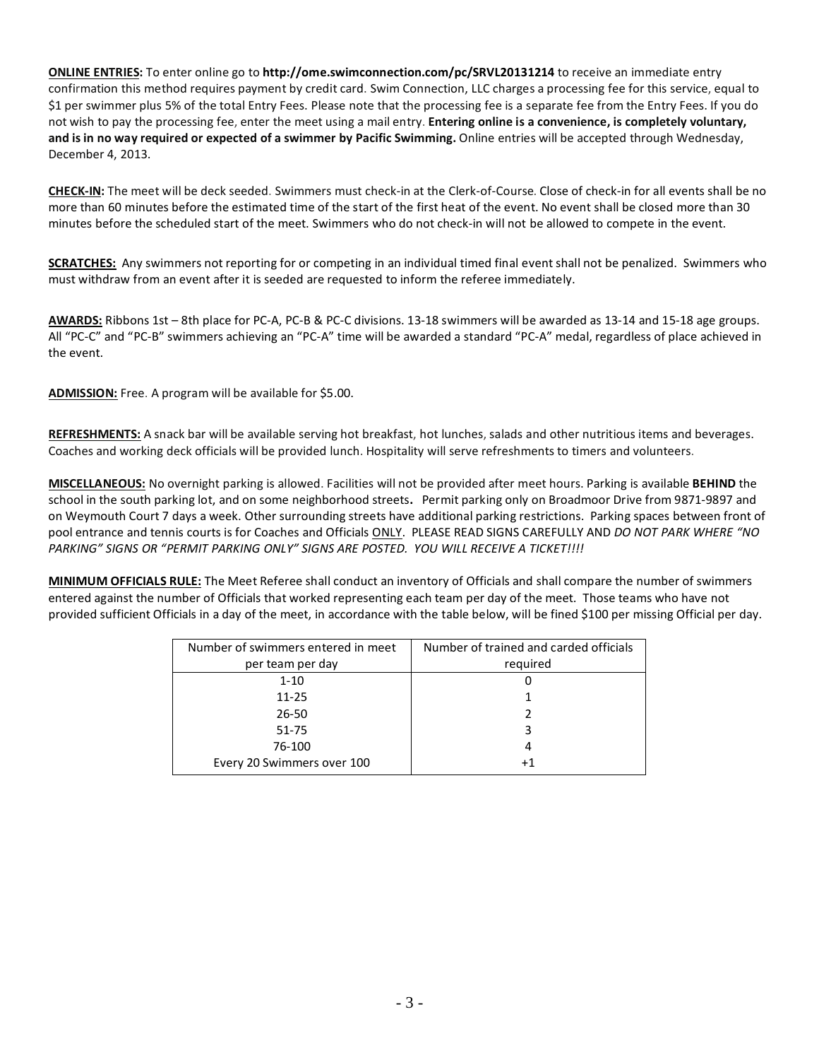**ONLINE ENTRIES:** To enter online go to **http://ome.swimconnection.com/pc/SRVL20131214** to receive an immediate entry confirmation this method requires payment by credit card. Swim Connection, LLC charges a processing fee for this service, equal to $1 per swimmer plus 5% of the total Entry Fees. Please note that the processing fee is a separate fee from the Entry Fees. If you do not wish to pay the processing fee, enter the meet using a mail entry. **Entering online is a convenience, is completely voluntary, and is in no way required or expected of a swimmer by Pacific Swimming.** Online entries will be accepted through Wednesday, December 4, 2013.

**CHECK-IN:** The meet will be deck seeded. Swimmers must check-in at the Clerk-of-Course. Close of check-in for all events shall be no more than 60 minutes before the estimated time of the start of the first heat of the event. No event shall be closed more than 30 minutes before the scheduled start of the meet. Swimmers who do not check-in will not be allowed to compete in the event.

**SCRATCHES:** Any swimmers not reporting for or competing in an individual timed final event shall not be penalized. Swimmers who must withdraw from an event after it is seeded are requested to inform the referee immediately.

**AWARDS:** Ribbons 1st – 8th place for PC-A, PC-B & PC-C divisions. 13-18 swimmers will be awarded as 13-14 and 15-18 age groups. All "PC-C" and "PC-B" swimmers achieving an "PC-A" time will be awarded a standard "PC-A" medal, regardless of place achieved in the event.

**ADMISSION:** Free. A program will be available for $5.00.

**REFRESHMENTS:** A snack bar will be available serving hot breakfast, hot lunches, salads and other nutritious items and beverages. Coaches and working deck officials will be provided lunch. Hospitality will serve refreshments to timers and volunteers.

**MISCELLANEOUS:** No overnight parking is allowed. Facilities will not be provided after meet hours. Parking is available **BEHIND** the school in the south parking lot, and on some neighborhood streets**.** Permit parking only on Broadmoor Drive from 9871-9897 and on Weymouth Court 7 days a week. Other surrounding streets have additional parking restrictions. Parking spaces between front of pool entrance and tennis courts is for Coaches and Officials ONLY. PLEASE READ SIGNS CAREFULLY AND *DO NOT PARK WHERE "NO PARKING" SIGNS OR "PERMIT PARKING ONLY" SIGNS ARE POSTED. YOU WILL RECEIVE A TICKET!!!!*

**MINIMUM OFFICIALS RULE:** The Meet Referee shall conduct an inventory of Officials and shall compare the number of swimmers entered against the number of Officials that worked representing each team per day of the meet. Those teams who have not provided sufficient Officials in a day of the meet, in accordance with the table below, will be fined $100 per missing Official per day.

| Number of swimmers entered in meet per team per day | Number of trained and carded officials required |
|---|---|
| 1-10 | 0 |
| 11-25 | 1 |
| 26-50 | 2 |
| 51-75 | 3 |
| 76-100 | 4 |
| Every 20 Swimmers over 100 | +1 |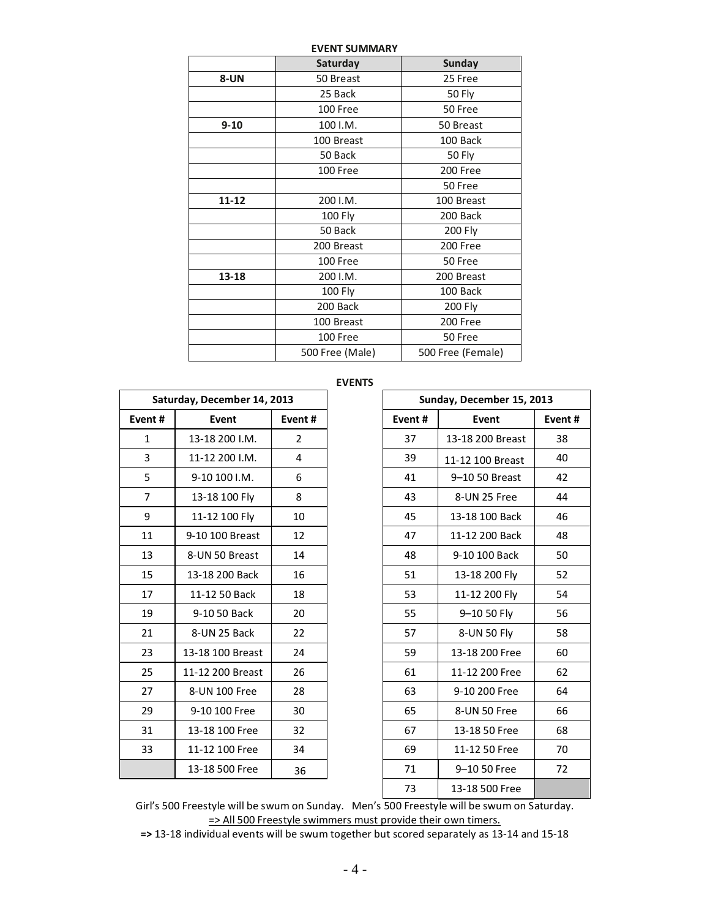**EVENT SUMMARY**

| | Saturday | Sunday |
|---|---|---|
| **8-UN** | 50 Breast | 25 Free |
| | 25 Back | 50 Fly |
| | 100 Free | 50 Free |
| **9-10** | 100 I.M. | 50 Breast |
| | 100 Breast | 100 Back |
| | 50 Back | 50 Fly |
| | 100 Free | 200 Free |
| | | 50 Free |
| **11-12** | 200 I.M. | 100 Breast |
| | 100 Fly | 200 Back |
| | 50 Back | 200 Fly |
| | 200 Breast | 200 Free |
| | 100 Free | 50 Free |
| **13-18** | 200 I.M. | 200 Breast |
| | 100 Fly | 100 Back |
| | 200 Back | 200 Fly |
| | 100 Breast | 200 Free |
| | 100 Free | 50 Free |
| | 500 Free (Male) | 500 Free (Female) |

**EVENTS**

| Saturday, December 14, 2013 | | |
|---|---|---|
| **Event #** | **Event** | **Event #** |
| 1 | 13-18 200 I.M. | 2 |
| 3 | 11-12 200 I.M. | 4 |
| 5 | 9-10 100 I.M. | 6 |
| 7 | 13-18 100 Fly | 8 |
| 9 | 11-12 100 Fly | 10 |
| 11 | 9-10 100 Breast | 12 |
| 13 | 8-UN 50 Breast | 14 |
| 15 | 13-18 200 Back | 16 |
| 17 | 11-12 50 Back | 18 |
| 19 | 9-10 50 Back | 20 |
| 21 | 8-UN 25 Back | 22 |
| 23 | 13-18 100 Breast | 24 |
| 25 | 11-12 200 Breast | 26 |
| 27 | 8-UN 100 Free | 28 |
| 29 | 9-10 100 Free | 30 |
| 31 | 13-18 100 Free | 32 |
| 33 | 11-12 100 Free | 34 |
| | 13-18 500 Free | 36 |

| Sunday, December 15, 2013 | | |
|---|---|---|
| **Event #** | **Event** | **Event #** |
| 37 | 13-18 200 Breast | 38 |
| 39 | 11-12 100 Breast | 40 |
| 41 | 9–10 50 Breast | 42 |
| 43 | 8-UN 25 Free | 44 |
| 45 | 13-18 100 Back | 46 |
| 47 | 11-12 200 Back | 48 |
| 48 | 9-10 100 Back | 50 |
| 51 | 13-18 200 Fly | 52 |
| 53 | 11-12 200 Fly | 54 |
| 55 | 9–10 50 Fly | 56 |
| 57 | 8-UN 50 Fly | 58 |
| 59 | 13-18 200 Free | 60 |
| 61 | 11-12 200 Free | 62 |
| 63 | 9-10 200 Free | 64 |
| 65 | 8-UN 50 Free | 66 |
| 67 | 13-18 50 Free | 68 |
| 69 | 11-12 50 Free | 70 |
| 71 | 9–10 50 Free | 72 |
| 73 | 13-18 500 Free | |

Girl's 500 Freestyle will be swum on Sunday. Men's 500 Freestyle will be swum on Saturday.

=> All 500 Freestyle swimmers must provide their own timers.

**=>** 13-18 individual events will be swum together but scored separately as 13-14 and 15-18